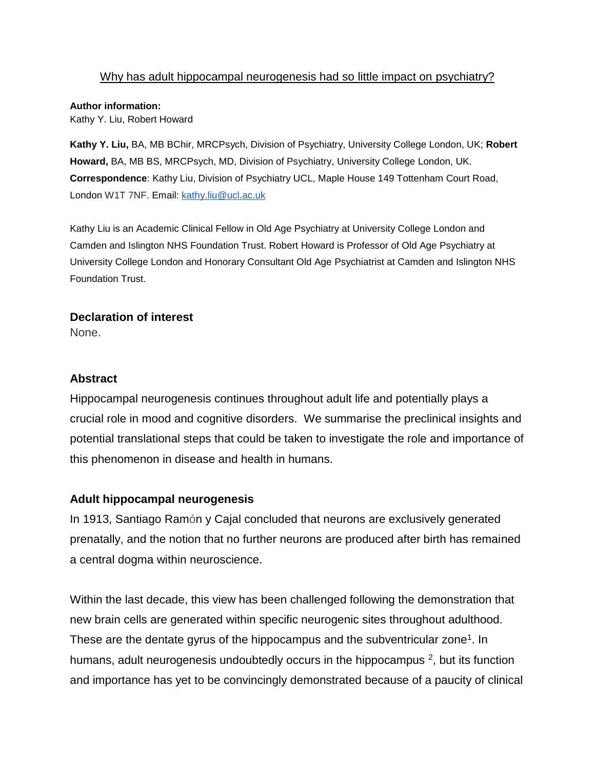# Why has adult hippocampal neurogenesis had so little impact on psychiatry?

**Author information:**
Kathy Y. Liu, Robert Howard

**Kathy Y. Liu,** BA, MB BChir, MRCPsych, Division of Psychiatry, University College London, UK; **Robert Howard,** BA, MB BS, MRCPsych, MD, Division of Psychiatry, University College London, UK.
**Correspondence**: Kathy Liu, Division of Psychiatry UCL, Maple House 149 Tottenham Court Road, London W1T 7NF. Email: kathy.liu@ucl.ac.uk

Kathy Liu is an Academic Clinical Fellow in Old Age Psychiatry at University College London and Camden and Islington NHS Foundation Trust. Robert Howard is Professor of Old Age Psychiatry at University College London and Honorary Consultant Old Age Psychiatrist at Camden and Islington NHS Foundation Trust.

## Declaration of interest

None.

## Abstract

Hippocampal neurogenesis continues throughout adult life and potentially plays a crucial role in mood and cognitive disorders. We summarise the preclinical insights and potential translational steps that could be taken to investigate the role and importance of this phenomenon in disease and health in humans.

## Adult hippocampal neurogenesis

In 1913, Santiago Ramón y Cajal concluded that neurons are exclusively generated prenatally, and the notion that no further neurons are produced after birth has remained a central dogma within neuroscience.

Within the last decade, this view has been challenged following the demonstration that new brain cells are generated within specific neurogenic sites throughout adulthood. These are the dentate gyrus of the hippocampus and the subventricular zone[1]. In humans, adult neurogenesis undoubtedly occurs in the hippocampus [2], but its function and importance has yet to be convincingly demonstrated because of a paucity of clinical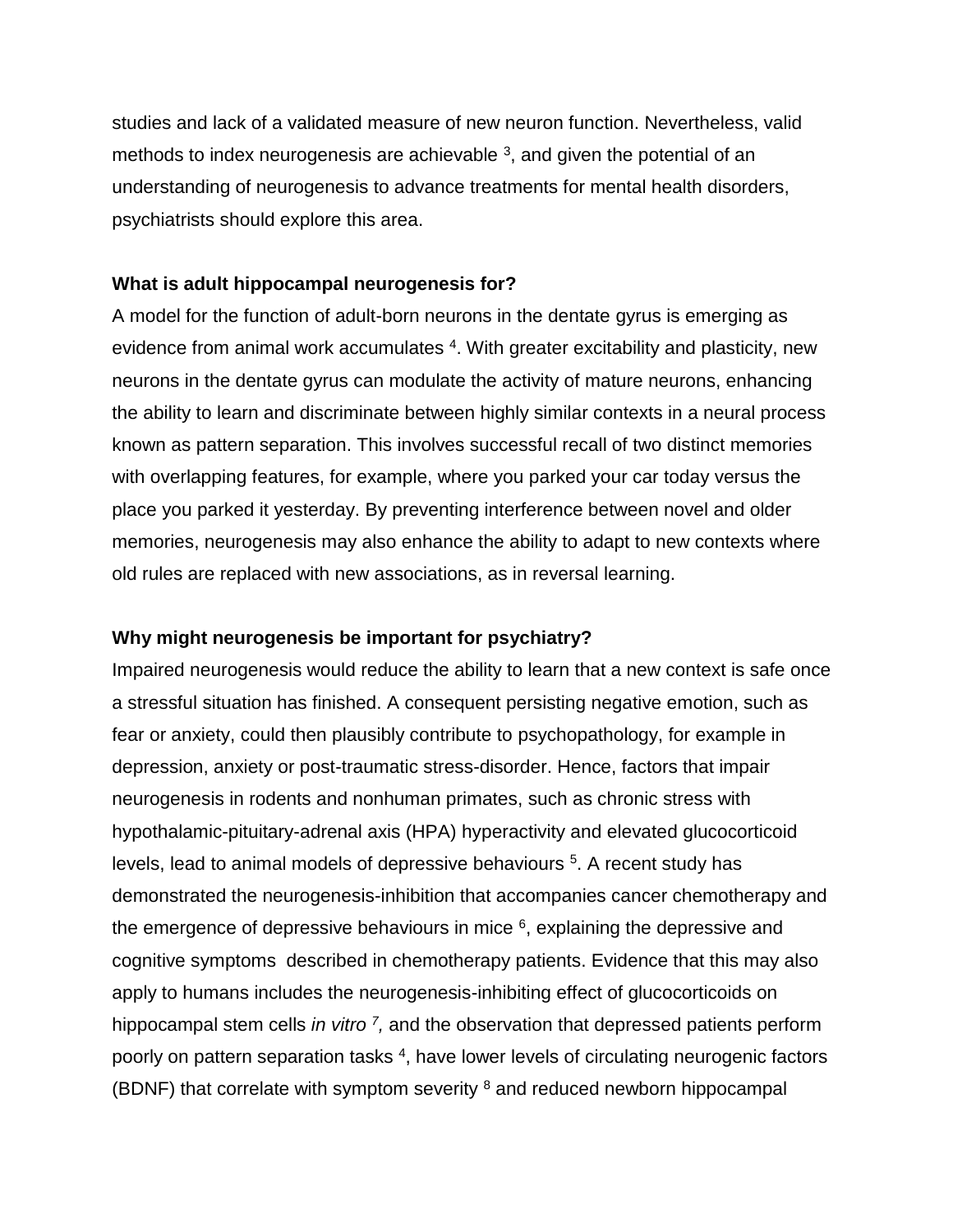studies and lack of a validated measure of new neuron function. Nevertheless, valid methods to index neurogenesis are achievable [3], and given the potential of an understanding of neurogenesis to advance treatments for mental health disorders, psychiatrists should explore this area.

**What is adult hippocampal neurogenesis for?**

A model for the function of adult-born neurons in the dentate gyrus is emerging as evidence from animal work accumulates [4]. With greater excitability and plasticity, new neurons in the dentate gyrus can modulate the activity of mature neurons, enhancing the ability to learn and discriminate between highly similar contexts in a neural process known as pattern separation. This involves successful recall of two distinct memories with overlapping features, for example, where you parked your car today versus the place you parked it yesterday. By preventing interference between novel and older memories, neurogenesis may also enhance the ability to adapt to new contexts where old rules are replaced with new associations, as in reversal learning.

**Why might neurogenesis be important for psychiatry?**

Impaired neurogenesis would reduce the ability to learn that a new context is safe once a stressful situation has finished. A consequent persisting negative emotion, such as fear or anxiety, could then plausibly contribute to psychopathology, for example in depression, anxiety or post-traumatic stress-disorder. Hence, factors that impair neurogenesis in rodents and nonhuman primates, such as chronic stress with hypothalamic-pituitary-adrenal axis (HPA) hyperactivity and elevated glucocorticoid levels, lead to animal models of depressive behaviours [5]. A recent study has demonstrated the neurogenesis-inhibition that accompanies cancer chemotherapy and the emergence of depressive behaviours in mice [6], explaining the depressive and cognitive symptoms described in chemotherapy patients. Evidence that this may also apply to humans includes the neurogenesis-inhibiting effect of glucocorticoids on hippocampal stem cells *in vitro* [7], and the observation that depressed patients perform poorly on pattern separation tasks [4], have lower levels of circulating neurogenic factors (BDNF) that correlate with symptom severity [8] and reduced newborn hippocampal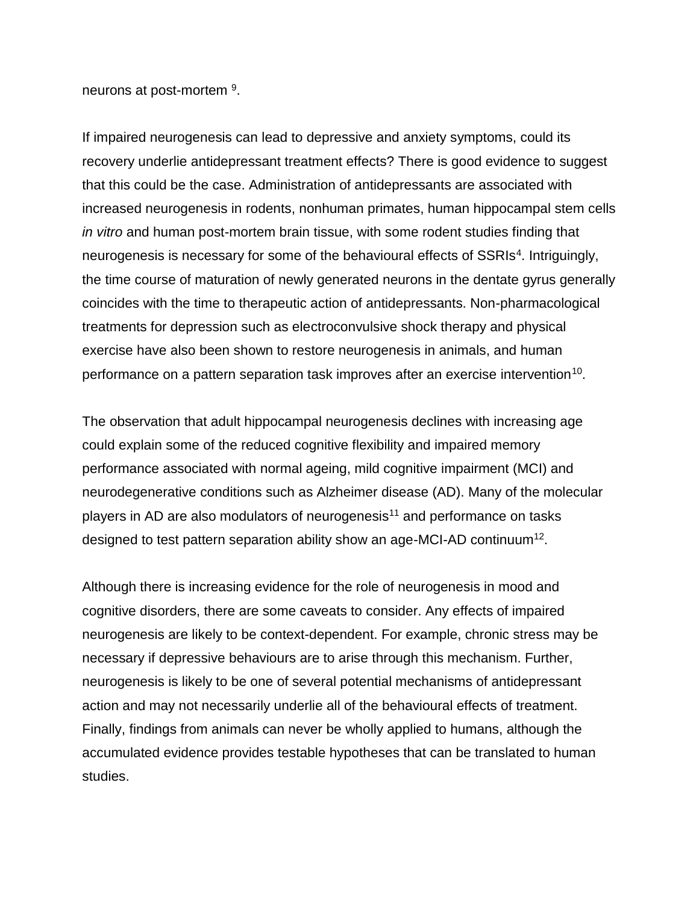neurons at post-mortem [9].

If impaired neurogenesis can lead to depressive and anxiety symptoms, could its recovery underlie antidepressant treatment effects? There is good evidence to suggest that this could be the case. Administration of antidepressants are associated with increased neurogenesis in rodents, nonhuman primates, human hippocampal stem cells *in vitro* and human post-mortem brain tissue, with some rodent studies finding that neurogenesis is necessary for some of the behavioural effects of SSRIs[4]. Intriguingly, the time course of maturation of newly generated neurons in the dentate gyrus generally coincides with the time to therapeutic action of antidepressants. Non-pharmacological treatments for depression such as electroconvulsive shock therapy and physical exercise have also been shown to restore neurogenesis in animals, and human performance on a pattern separation task improves after an exercise intervention[10].

The observation that adult hippocampal neurogenesis declines with increasing age could explain some of the reduced cognitive flexibility and impaired memory performance associated with normal ageing, mild cognitive impairment (MCI) and neurodegenerative conditions such as Alzheimer disease (AD). Many of the molecular players in AD are also modulators of neurogenesis[11] and performance on tasks designed to test pattern separation ability show an age-MCI-AD continuum[12].

Although there is increasing evidence for the role of neurogenesis in mood and cognitive disorders, there are some caveats to consider. Any effects of impaired neurogenesis are likely to be context-dependent. For example, chronic stress may be necessary if depressive behaviours are to arise through this mechanism. Further, neurogenesis is likely to be one of several potential mechanisms of antidepressant action and may not necessarily underlie all of the behavioural effects of treatment. Finally, findings from animals can never be wholly applied to humans, although the accumulated evidence provides testable hypotheses that can be translated to human studies.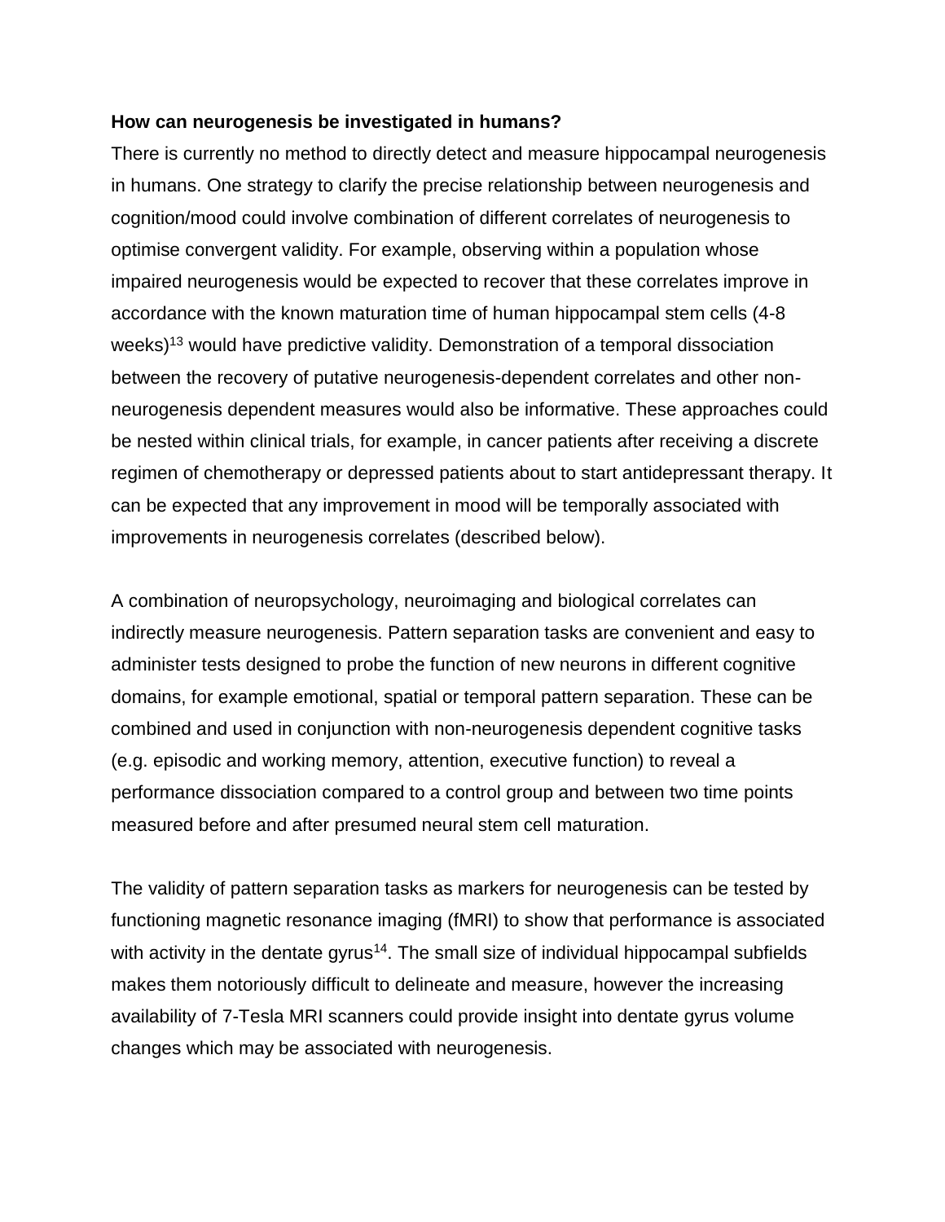**How can neurogenesis be investigated in humans?**

There is currently no method to directly detect and measure hippocampal neurogenesis in humans. One strategy to clarify the precise relationship between neurogenesis and cognition/mood could involve combination of different correlates of neurogenesis to optimise convergent validity. For example, observing within a population whose impaired neurogenesis would be expected to recover that these correlates improve in accordance with the known maturation time of human hippocampal stem cells (4-8 weeks)[13] would have predictive validity. Demonstration of a temporal dissociation between the recovery of putative neurogenesis-dependent correlates and other non-neurogenesis dependent measures would also be informative. These approaches could be nested within clinical trials, for example, in cancer patients after receiving a discrete regimen of chemotherapy or depressed patients about to start antidepressant therapy. It can be expected that any improvement in mood will be temporally associated with improvements in neurogenesis correlates (described below).

A combination of neuropsychology, neuroimaging and biological correlates can indirectly measure neurogenesis. Pattern separation tasks are convenient and easy to administer tests designed to probe the function of new neurons in different cognitive domains, for example emotional, spatial or temporal pattern separation. These can be combined and used in conjunction with non-neurogenesis dependent cognitive tasks (e.g. episodic and working memory, attention, executive function) to reveal a performance dissociation compared to a control group and between two time points measured before and after presumed neural stem cell maturation.

The validity of pattern separation tasks as markers for neurogenesis can be tested by functioning magnetic resonance imaging (fMRI) to show that performance is associated with activity in the dentate gyrus[14]. The small size of individual hippocampal subfields makes them notoriously difficult to delineate and measure, however the increasing availability of 7-Tesla MRI scanners could provide insight into dentate gyrus volume changes which may be associated with neurogenesis.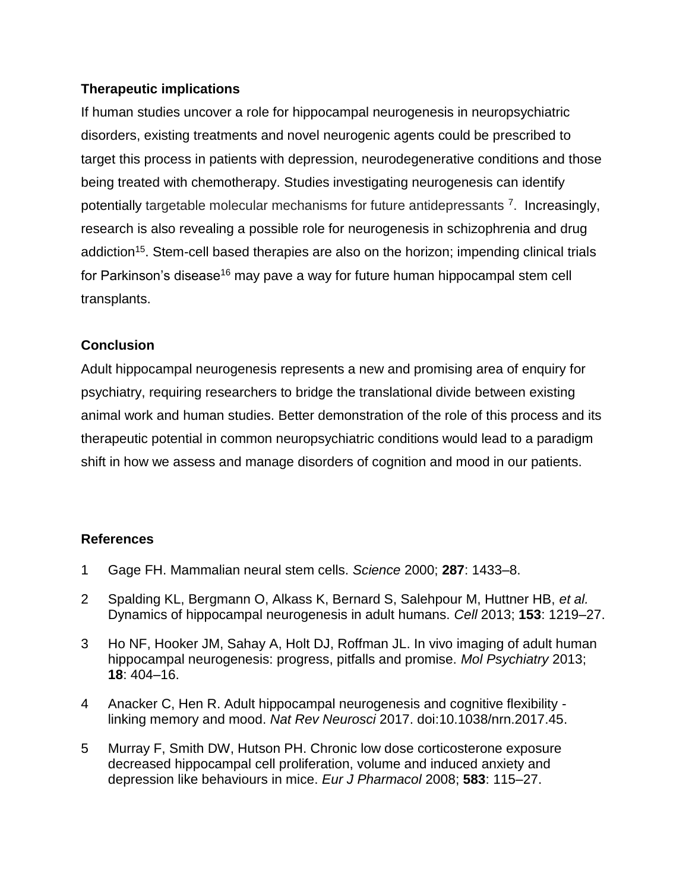## Therapeutic implications

If human studies uncover a role for hippocampal neurogenesis in neuropsychiatric disorders, existing treatments and novel neurogenic agents could be prescribed to target this process in patients with depression, neurodegenerative conditions and those being treated with chemotherapy. Studies investigating neurogenesis can identify potentially targetable molecular mechanisms for future antidepressants [7]. Increasingly, research is also revealing a possible role for neurogenesis in schizophrenia and drug addiction[15]. Stem-cell based therapies are also on the horizon; impending clinical trials for Parkinson's disease[16] may pave a way for future human hippocampal stem cell transplants.

## Conclusion

Adult hippocampal neurogenesis represents a new and promising area of enquiry for psychiatry, requiring researchers to bridge the translational divide between existing animal work and human studies. Better demonstration of the role of this process and its therapeutic potential in common neuropsychiatric conditions would lead to a paradigm shift in how we assess and manage disorders of cognition and mood in our patients.

## References

1 Gage FH. Mammalian neural stem cells. *Science* 2000; **287**: 1433–8.

2 Spalding KL, Bergmann O, Alkass K, Bernard S, Salehpour M, Huttner HB, *et al.* Dynamics of hippocampal neurogenesis in adult humans. *Cell* 2013; **153**: 1219–27.

3 Ho NF, Hooker JM, Sahay A, Holt DJ, Roffman JL. In vivo imaging of adult human hippocampal neurogenesis: progress, pitfalls and promise. *Mol Psychiatry* 2013; **18**: 404–16.

4 Anacker C, Hen R. Adult hippocampal neurogenesis and cognitive flexibility - linking memory and mood. *Nat Rev Neurosci* 2017. doi:10.1038/nrn.2017.45.

5 Murray F, Smith DW, Hutson PH. Chronic low dose corticosterone exposure decreased hippocampal cell proliferation, volume and induced anxiety and depression like behaviours in mice. *Eur J Pharmacol* 2008; **583**: 115–27.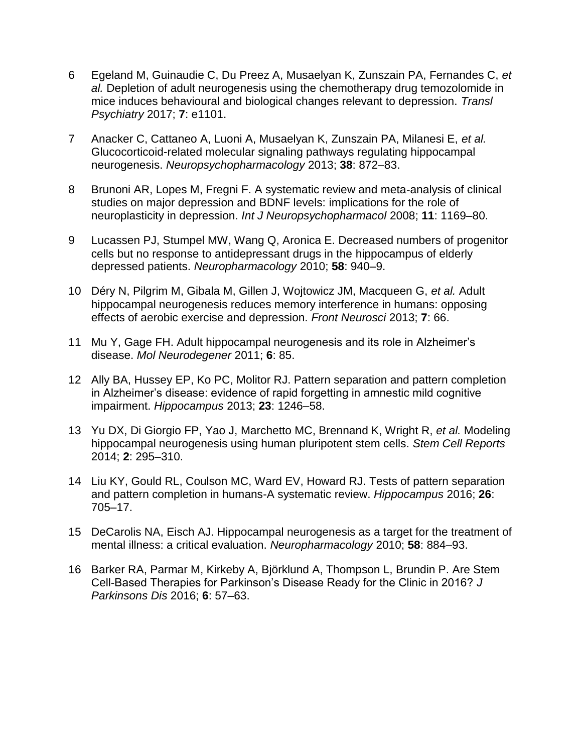6 Egeland M, Guinaudie C, Du Preez A, Musaelyan K, Zunszain PA, Fernandes C, *et al.* Depletion of adult neurogenesis using the chemotherapy drug temozolomide in mice induces behavioural and biological changes relevant to depression. *Transl Psychiatry* 2017; **7**: e1101.

7 Anacker C, Cattaneo A, Luoni A, Musaelyan K, Zunszain PA, Milanesi E, *et al.* Glucocorticoid-related molecular signaling pathways regulating hippocampal neurogenesis. *Neuropsychopharmacology* 2013; **38**: 872–83.

8 Brunoni AR, Lopes M, Fregni F. A systematic review and meta-analysis of clinical studies on major depression and BDNF levels: implications for the role of neuroplasticity in depression. *Int J Neuropsychopharmacol* 2008; **11**: 1169–80.

9 Lucassen PJ, Stumpel MW, Wang Q, Aronica E. Decreased numbers of progenitor cells but no response to antidepressant drugs in the hippocampus of elderly depressed patients. *Neuropharmacology* 2010; **58**: 940–9.

10 Déry N, Pilgrim M, Gibala M, Gillen J, Wojtowicz JM, Macqueen G, *et al.* Adult hippocampal neurogenesis reduces memory interference in humans: opposing effects of aerobic exercise and depression. *Front Neurosci* 2013; **7**: 66.

11 Mu Y, Gage FH. Adult hippocampal neurogenesis and its role in Alzheimer's disease. *Mol Neurodegener* 2011; **6**: 85.

12 Ally BA, Hussey EP, Ko PC, Molitor RJ. Pattern separation and pattern completion in Alzheimer's disease: evidence of rapid forgetting in amnestic mild cognitive impairment. *Hippocampus* 2013; **23**: 1246–58.

13 Yu DX, Di Giorgio FP, Yao J, Marchetto MC, Brennand K, Wright R, *et al.* Modeling hippocampal neurogenesis using human pluripotent stem cells. *Stem Cell Reports* 2014; **2**: 295–310.

14 Liu KY, Gould RL, Coulson MC, Ward EV, Howard RJ. Tests of pattern separation and pattern completion in humans-A systematic review. *Hippocampus* 2016; **26**: 705–17.

15 DeCarolis NA, Eisch AJ. Hippocampal neurogenesis as a target for the treatment of mental illness: a critical evaluation. *Neuropharmacology* 2010; **58**: 884–93.

16 Barker RA, Parmar M, Kirkeby A, Björklund A, Thompson L, Brundin P. Are Stem Cell-Based Therapies for Parkinson's Disease Ready for the Clinic in 2016? *J Parkinsons Dis* 2016; **6**: 57–63.